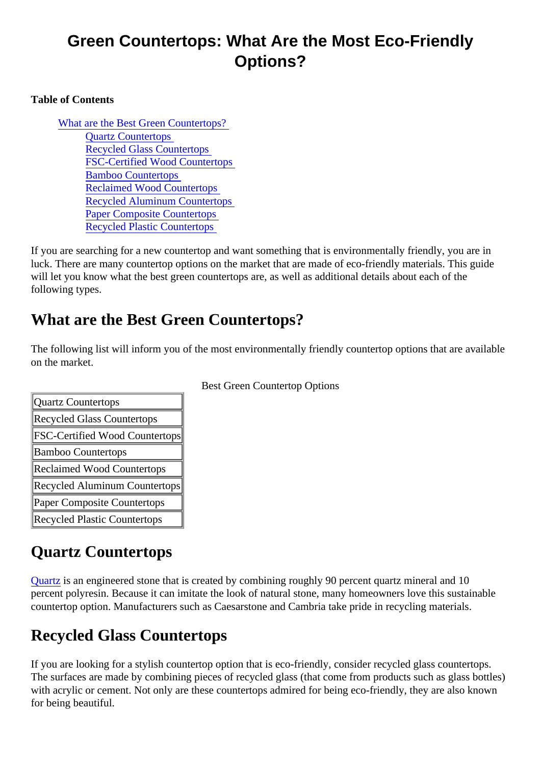# Green Countertops: What Are the Most Eco-Friendly Options?

**Table of Contents**

- What are the Best Green Countertops?
  - Quartz Countertops
  - Recycled Glass Countertops
  - FSC-Certified Wood Countertops
  - Bamboo Countertops
  - Reclaimed Wood Countertops
  - Recycled Aluminum Countertops
  - Paper Composite Countertops
  - Recycled Plastic Countertops

If you are searching for a new countertop and want something that is environmentally friendly, you are in luck. There are many countertop options on the market that are made of eco-friendly materials. This guide will let you know what the best green countertops are, as well as additional details about each of the following types.

## What are the Best Green Countertops?

The following list will inform you of the most environmentally friendly countertop options that are available on the market.

Best Green Countertop Options

| Best Green Countertop Options |
| --- |
| Quartz Countertops |
| Recycled Glass Countertops |
| FSC-Certified Wood Countertops |
| Bamboo Countertops |
| Reclaimed Wood Countertops |
| Recycled Aluminum Countertops |
| Paper Composite Countertops |
| Recycled Plastic Countertops |

## Quartz Countertops

Quartz is an engineered stone that is created by combining roughly 90 percent quartz mineral and 10 percent polyresin. Because it can imitate the look of natural stone, many homeowners love this sustainable countertop option. Manufacturers such as Caesarstone and Cambria take pride in recycling materials.

## Recycled Glass Countertops

If you are looking for a stylish countertop option that is eco-friendly, consider recycled glass countertops. The surfaces are made by combining pieces of recycled glass (that come from products such as glass bottles) with acrylic or cement. Not only are these countertops admired for being eco-friendly, they are also known for being beautiful.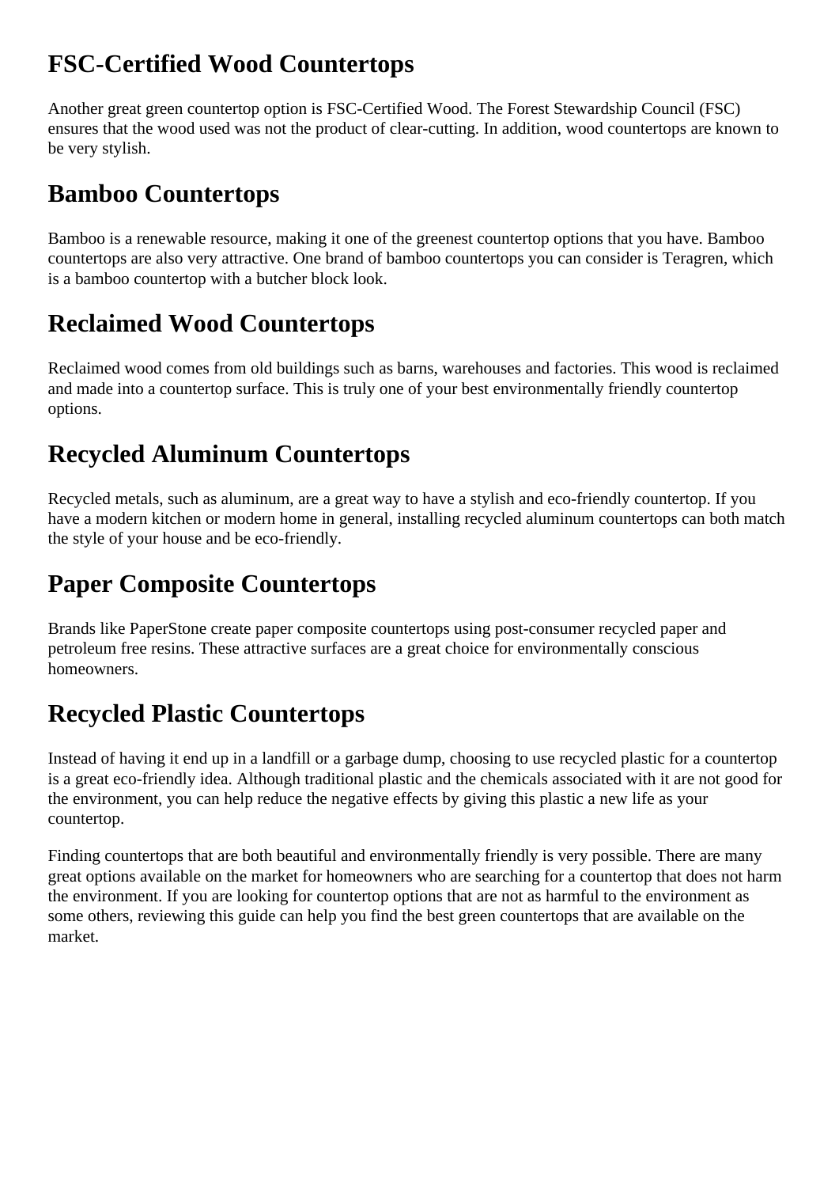## FSC-Certified Wood Countertops

Another great green countertop option is FSC-Certified Wood. The Forest Stewardship Council (FSC) ensures that the wood used was not the product of clear-cutting. In addition, wood countertops are known to be very stylish.

## Bamboo Countertops

Bamboo is a renewable resource, making it one of the greenest countertop options that you have. Bamboo countertops are also very attractive. One brand of bamboo countertops you can consider is Teragren, which is a bamboo countertop with a butcher block look.

## Reclaimed Wood Countertops

Reclaimed wood comes from old buildings such as barns, warehouses and factories. This wood is reclaimed and made into a countertop surface. This is truly one of your best environmentally friendly countertop options.

## Recycled Aluminum Countertops

Recycled metals, such as aluminum, are a great way to have a stylish and eco-friendly countertop. If you have a modern kitchen or modern home in general, installing recycled aluminum countertops can both match the style of your house and be eco-friendly.

## Paper Composite Countertops

Brands like PaperStone create paper composite countertops using post-consumer recycled paper and petroleum free resins. These attractive surfaces are a great choice for environmentally conscious homeowners.

## Recycled Plastic Countertops

Instead of having it end up in a landfill or a garbage dump, choosing to use recycled plastic for a countertop is a great eco-friendly idea. Although traditional plastic and the chemicals associated with it are not good for the environment, you can help reduce the negative effects by giving this plastic a new life as your countertop.

Finding countertops that are both beautiful and environmentally friendly is very possible. There are many great options available on the market for homeowners who are searching for a countertop that does not harm the environment. If you are looking for countertop options that are not as harmful to the environment as some others, reviewing this guide can help you find the best green countertops that are available on the market.